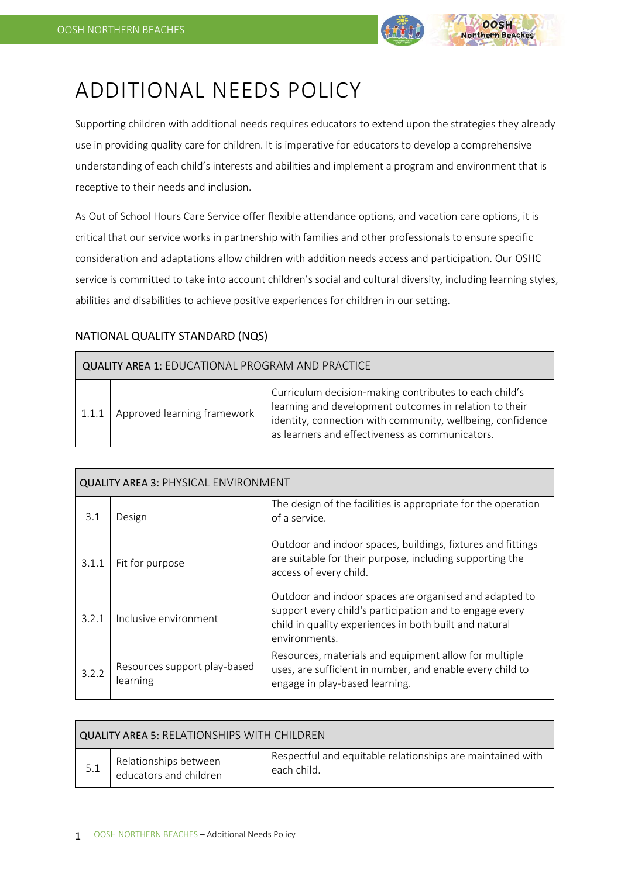# ADDITIONAL NEEDS POLICY

Supporting children with additional needs requires educators to extend upon the strategies they already use in providing quality care for children. It is imperative for educators to develop a comprehensive understanding of each child's interests and abilities and implement a program and environment that is receptive to their needs and inclusion.

As Out of School Hours Care Service offer flexible attendance options, and vacation care options, it is critical that our service works in partnership with families and other professionals to ensure specific consideration and adaptations allow children with addition needs access and participation. Our OSHC service is committed to take into account children's social and cultural diversity, including learning styles, abilities and disabilities to achieve positive experiences for children in our setting.

## NATIONAL QUALITY STANDARD (NQS)

| QUALITY AREA 1: EDUCATIONAL PROGRAM AND PRACTICE | | |
|---|---|---|
| 1.1.1 | Approved learning framework | Curriculum decision-making contributes to each child's learning and development outcomes in relation to their identity, connection with community, wellbeing, confidence as learners and effectiveness as communicators. |

| QUALITY AREA 3: PHYSICAL ENVIRONMENT | | |
|---|---|---|
| 3.1 | Design | The design of the facilities is appropriate for the operation of a service. |
| 3.1.1 | Fit for purpose | Outdoor and indoor spaces, buildings, fixtures and fittings are suitable for their purpose, including supporting the access of every child. |
| 3.2.1 | Inclusive environment | Outdoor and indoor spaces are organised and adapted to support every child's participation and to engage every child in quality experiences in both built and natural environments. |
| 3.2.2 | Resources support play-based learning | Resources, materials and equipment allow for multiple uses, are sufficient in number, and enable every child to engage in play-based learning. |

| QUALITY AREA 5: RELATIONSHIPS WITH CHILDREN | | |
|---|---|---|
| 5.1 | Relationships between educators and children | Respectful and equitable relationships are maintained with each child. |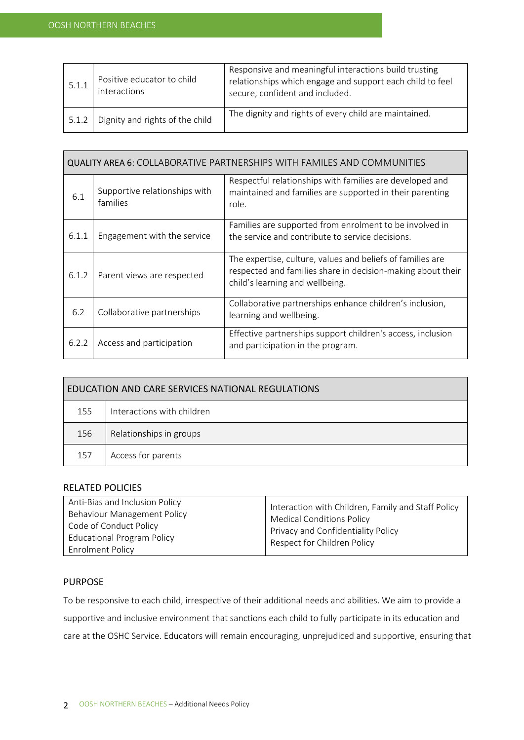| | | |
|---|---|---|
| 5.1.1 | Positive educator to child interactions | Responsive and meaningful interactions build trusting relationships which engage and support each child to feel secure, confident and included. |
| 5.1.2 | Dignity and rights of the child | The dignity and rights of every child are maintained. |

| QUALITY AREA 6: COLLABORATIVE PARTNERSHIPS WITH FAMILES AND COMMUNITIES | | |
|---|---|---|
| 6.1 | Supportive relationships with families | Respectful relationships with families are developed and maintained and families are supported in their parenting role. |
| 6.1.1 | Engagement with the service | Families are supported from enrolment to be involved in the service and contribute to service decisions. |
| 6.1.2 | Parent views are respected | The expertise, culture, values and beliefs of families are respected and families share in decision-making about their child's learning and wellbeing. |
| 6.2 | Collaborative partnerships | Collaborative partnerships enhance children's inclusion, learning and wellbeing. |
| 6.2.2 | Access and participation | Effective partnerships support children's access, inclusion and participation in the program. |

| EDUCATION AND CARE SERVICES NATIONAL REGULATIONS | |
|---|---|
| 155 | Interactions with children |
| 156 | Relationships in groups |
| 157 | Access for parents |

## RELATED POLICIES

| | |
|---|---|
| Anti-Bias and Inclusion Policy<br>Behaviour Management Policy<br>Code of Conduct Policy<br>Educational Program Policy<br>Enrolment Policy | Interaction with Children, Family and Staff Policy<br>Medical Conditions Policy<br>Privacy and Confidentiality Policy<br>Respect for Children Policy |

## PURPOSE

To be responsive to each child, irrespective of their additional needs and abilities. We aim to provide a supportive and inclusive environment that sanctions each child to fully participate in its education and care at the OSHC Service. Educators will remain encouraging, unprejudiced and supportive, ensuring that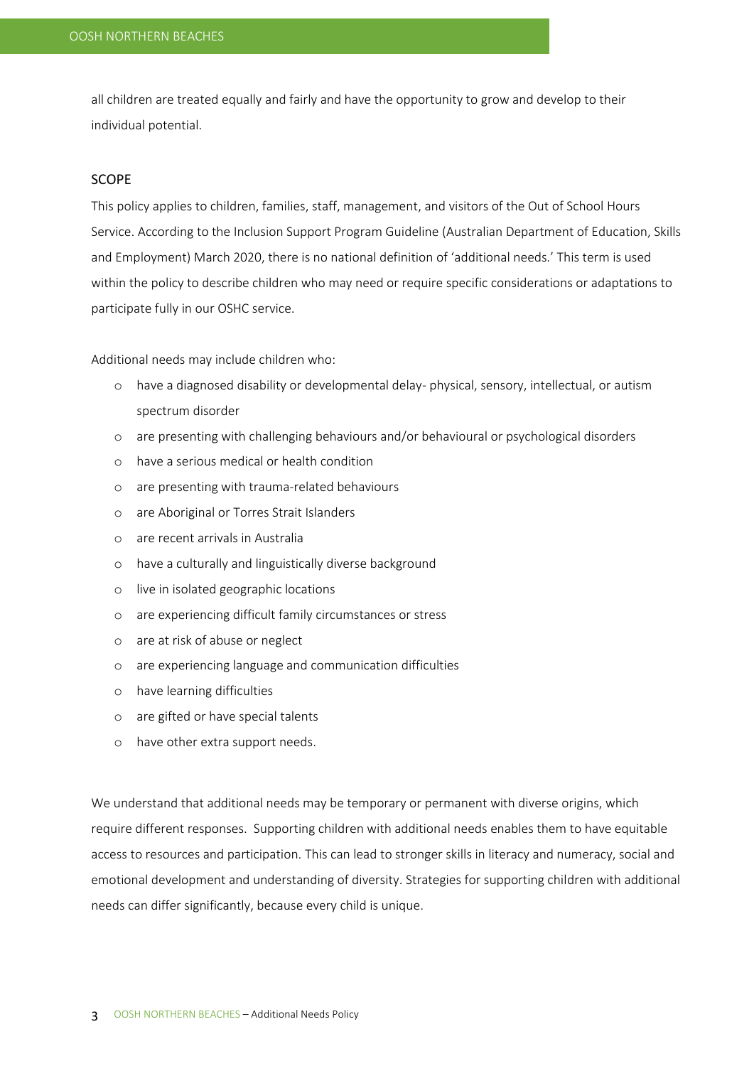all children are treated equally and fairly and have the opportunity to grow and develop to their individual potential.

## SCOPE

This policy applies to children, families, staff, management, and visitors of the Out of School Hours Service. According to the Inclusion Support Program Guideline (Australian Department of Education, Skills and Employment) March 2020, there is no national definition of 'additional needs.' This term is used within the policy to describe children who may need or require specific considerations or adaptations to participate fully in our OSHC service.

Additional needs may include children who:

- have a diagnosed disability or developmental delay- physical, sensory, intellectual, or autism spectrum disorder
- are presenting with challenging behaviours and/or behavioural or psychological disorders
- have a serious medical or health condition
- are presenting with trauma-related behaviours
- are Aboriginal or Torres Strait Islanders
- are recent arrivals in Australia
- have a culturally and linguistically diverse background
- live in isolated geographic locations
- are experiencing difficult family circumstances or stress
- are at risk of abuse or neglect
- are experiencing language and communication difficulties
- have learning difficulties
- are gifted or have special talents
- have other extra support needs.

We understand that additional needs may be temporary or permanent with diverse origins, which require different responses. Supporting children with additional needs enables them to have equitable access to resources and participation. This can lead to stronger skills in literacy and numeracy, social and emotional development and understanding of diversity. Strategies for supporting children with additional needs can differ significantly, because every child is unique.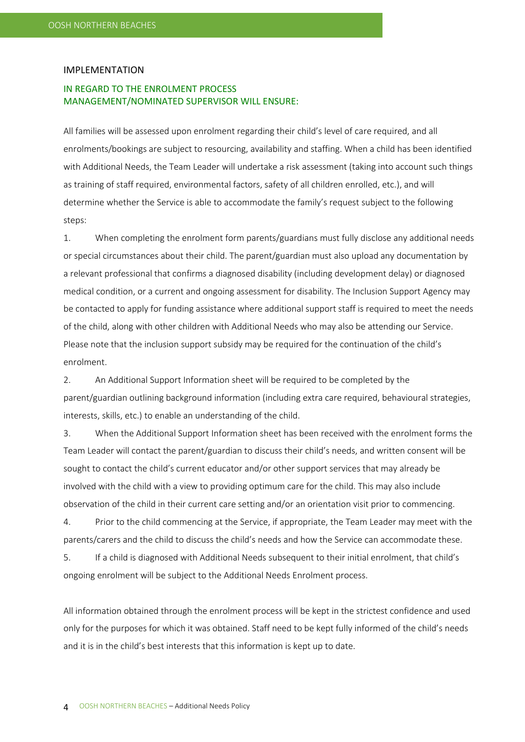## IMPLEMENTATION

### IN REGARD TO THE ENROLMENT PROCESS
### MANAGEMENT/NOMINATED SUPERVISOR WILL ENSURE:

All families will be assessed upon enrolment regarding their child's level of care required, and all enrolments/bookings are subject to resourcing, availability and staffing. When a child has been identified with Additional Needs, the Team Leader will undertake a risk assessment (taking into account such things as training of staff required, environmental factors, safety of all children enrolled, etc.), and will determine whether the Service is able to accommodate the family's request subject to the following steps:

1. When completing the enrolment form parents/guardians must fully disclose any additional needs or special circumstances about their child. The parent/guardian must also upload any documentation by a relevant professional that confirms a diagnosed disability (including development delay) or diagnosed medical condition, or a current and ongoing assessment for disability. The Inclusion Support Agency may be contacted to apply for funding assistance where additional support staff is required to meet the needs of the child, along with other children with Additional Needs who may also be attending our Service. Please note that the inclusion support subsidy may be required for the continuation of the child's enrolment.
2. An Additional Support Information sheet will be required to be completed by the parent/guardian outlining background information (including extra care required, behavioural strategies, interests, skills, etc.) to enable an understanding of the child.
3. When the Additional Support Information sheet has been received with the enrolment forms the Team Leader will contact the parent/guardian to discuss their child's needs, and written consent will be sought to contact the child's current educator and/or other support services that may already be involved with the child with a view to providing optimum care for the child. This may also include observation of the child in their current care setting and/or an orientation visit prior to commencing.
4. Prior to the child commencing at the Service, if appropriate, the Team Leader may meet with the parents/carers and the child to discuss the child's needs and how the Service can accommodate these.
5. If a child is diagnosed with Additional Needs subsequent to their initial enrolment, that child's ongoing enrolment will be subject to the Additional Needs Enrolment process.

All information obtained through the enrolment process will be kept in the strictest confidence and used only for the purposes for which it was obtained. Staff need to be kept fully informed of the child's needs and it is in the child's best interests that this information is kept up to date.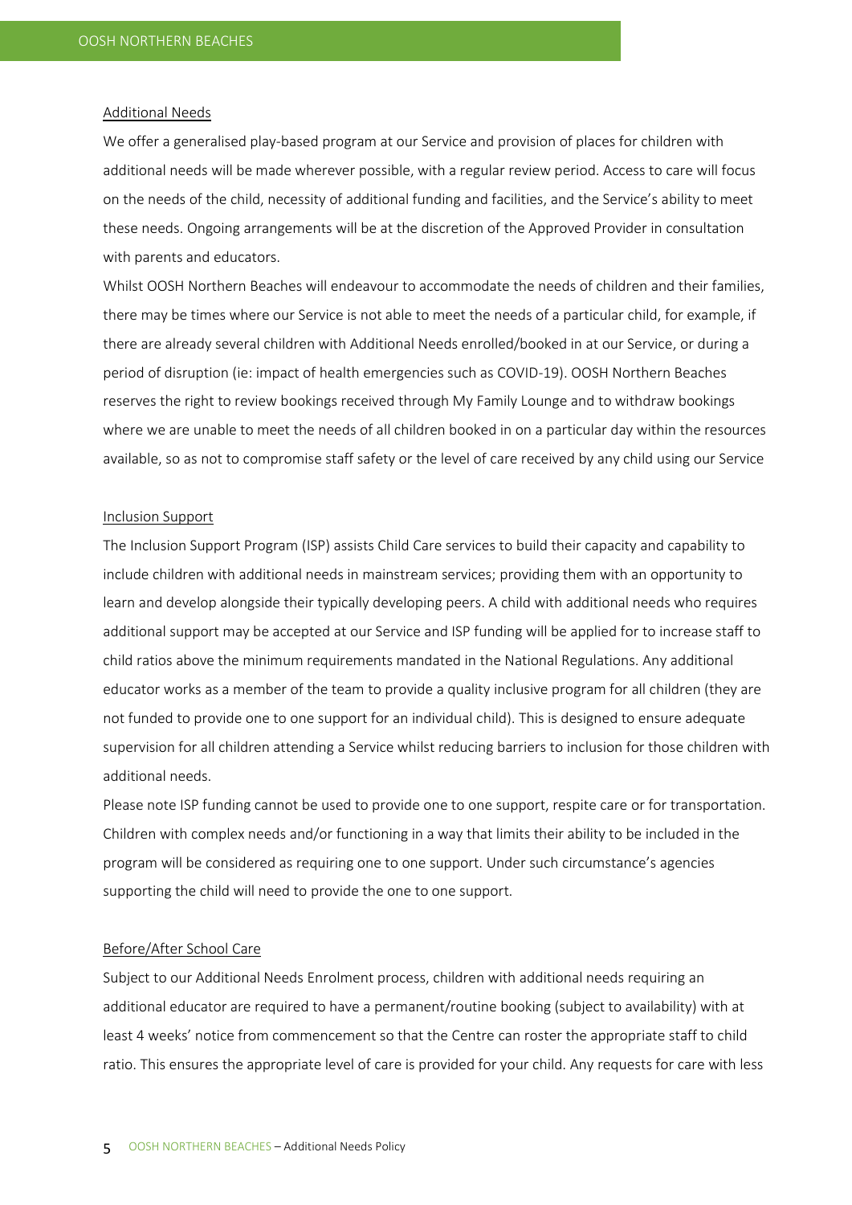Additional Needs

We offer a generalised play-based program at our Service and provision of places for children with additional needs will be made wherever possible, with a regular review period. Access to care will focus on the needs of the child, necessity of additional funding and facilities, and the Service's ability to meet these needs. Ongoing arrangements will be at the discretion of the Approved Provider in consultation with parents and educators.

Whilst OOSH Northern Beaches will endeavour to accommodate the needs of children and their families, there may be times where our Service is not able to meet the needs of a particular child, for example, if there are already several children with Additional Needs enrolled/booked in at our Service, or during a period of disruption (ie: impact of health emergencies such as COVID-19). OOSH Northern Beaches reserves the right to review bookings received through My Family Lounge and to withdraw bookings where we are unable to meet the needs of all children booked in on a particular day within the resources available, so as not to compromise staff safety or the level of care received by any child using our Service

Inclusion Support

The Inclusion Support Program (ISP) assists Child Care services to build their capacity and capability to include children with additional needs in mainstream services; providing them with an opportunity to learn and develop alongside their typically developing peers. A child with additional needs who requires additional support may be accepted at our Service and ISP funding will be applied for to increase staff to child ratios above the minimum requirements mandated in the National Regulations. Any additional educator works as a member of the team to provide a quality inclusive program for all children (they are not funded to provide one to one support for an individual child). This is designed to ensure adequate supervision for all children attending a Service whilst reducing barriers to inclusion for those children with additional needs.

Please note ISP funding cannot be used to provide one to one support, respite care or for transportation. Children with complex needs and/or functioning in a way that limits their ability to be included in the program will be considered as requiring one to one support. Under such circumstance's agencies supporting the child will need to provide the one to one support.

Before/After School Care

Subject to our Additional Needs Enrolment process, children with additional needs requiring an additional educator are required to have a permanent/routine booking (subject to availability) with at least 4 weeks' notice from commencement so that the Centre can roster the appropriate staff to child ratio. This ensures the appropriate level of care is provided for your child. Any requests for care with less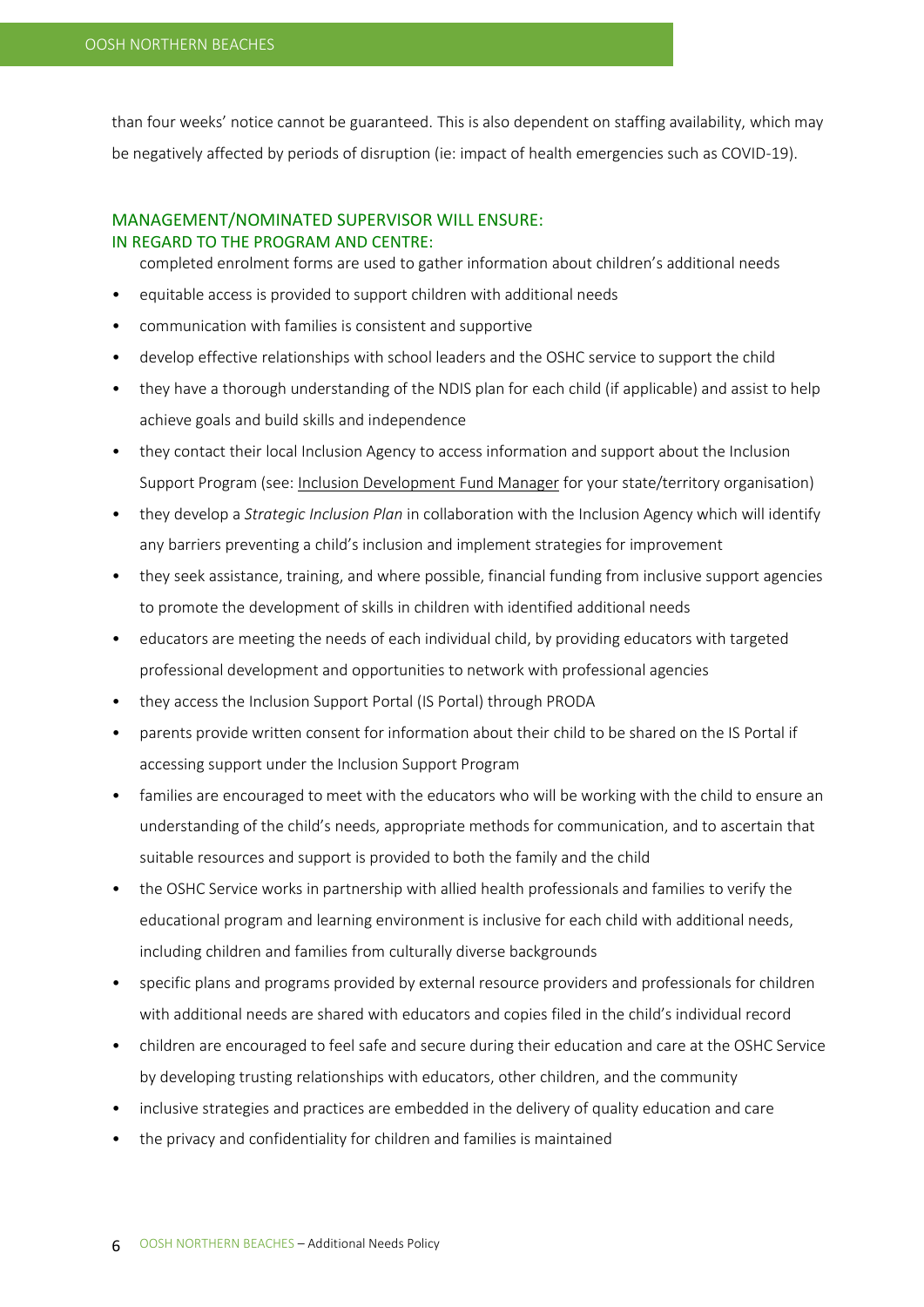than four weeks' notice cannot be guaranteed. This is also dependent on staffing availability, which may be negatively affected by periods of disruption (ie: impact of health emergencies such as COVID-19).

## MANAGEMENT/NOMINATED SUPERVISOR WILL ENSURE:
## IN REGARD TO THE PROGRAM AND CENTRE:

- completed enrolment forms are used to gather information about children's additional needs
- equitable access is provided to support children with additional needs
- communication with families is consistent and supportive
- develop effective relationships with school leaders and the OSHC service to support the child
- they have a thorough understanding of the NDIS plan for each child (if applicable) and assist to help achieve goals and build skills and independence
- they contact their local Inclusion Agency to access information and support about the Inclusion Support Program (see: Inclusion Development Fund Manager for your state/territory organisation)
- they develop a *Strategic Inclusion Plan* in collaboration with the Inclusion Agency which will identify any barriers preventing a child's inclusion and implement strategies for improvement
- they seek assistance, training, and where possible, financial funding from inclusive support agencies to promote the development of skills in children with identified additional needs
- educators are meeting the needs of each individual child, by providing educators with targeted professional development and opportunities to network with professional agencies
- they access the Inclusion Support Portal (IS Portal) through PRODA
- parents provide written consent for information about their child to be shared on the IS Portal if accessing support under the Inclusion Support Program
- families are encouraged to meet with the educators who will be working with the child to ensure an understanding of the child's needs, appropriate methods for communication, and to ascertain that suitable resources and support is provided to both the family and the child
- the OSHC Service works in partnership with allied health professionals and families to verify the educational program and learning environment is inclusive for each child with additional needs, including children and families from culturally diverse backgrounds
- specific plans and programs provided by external resource providers and professionals for children with additional needs are shared with educators and copies filed in the child's individual record
- children are encouraged to feel safe and secure during their education and care at the OSHC Service by developing trusting relationships with educators, other children, and the community
- inclusive strategies and practices are embedded in the delivery of quality education and care
- the privacy and confidentiality for children and families is maintained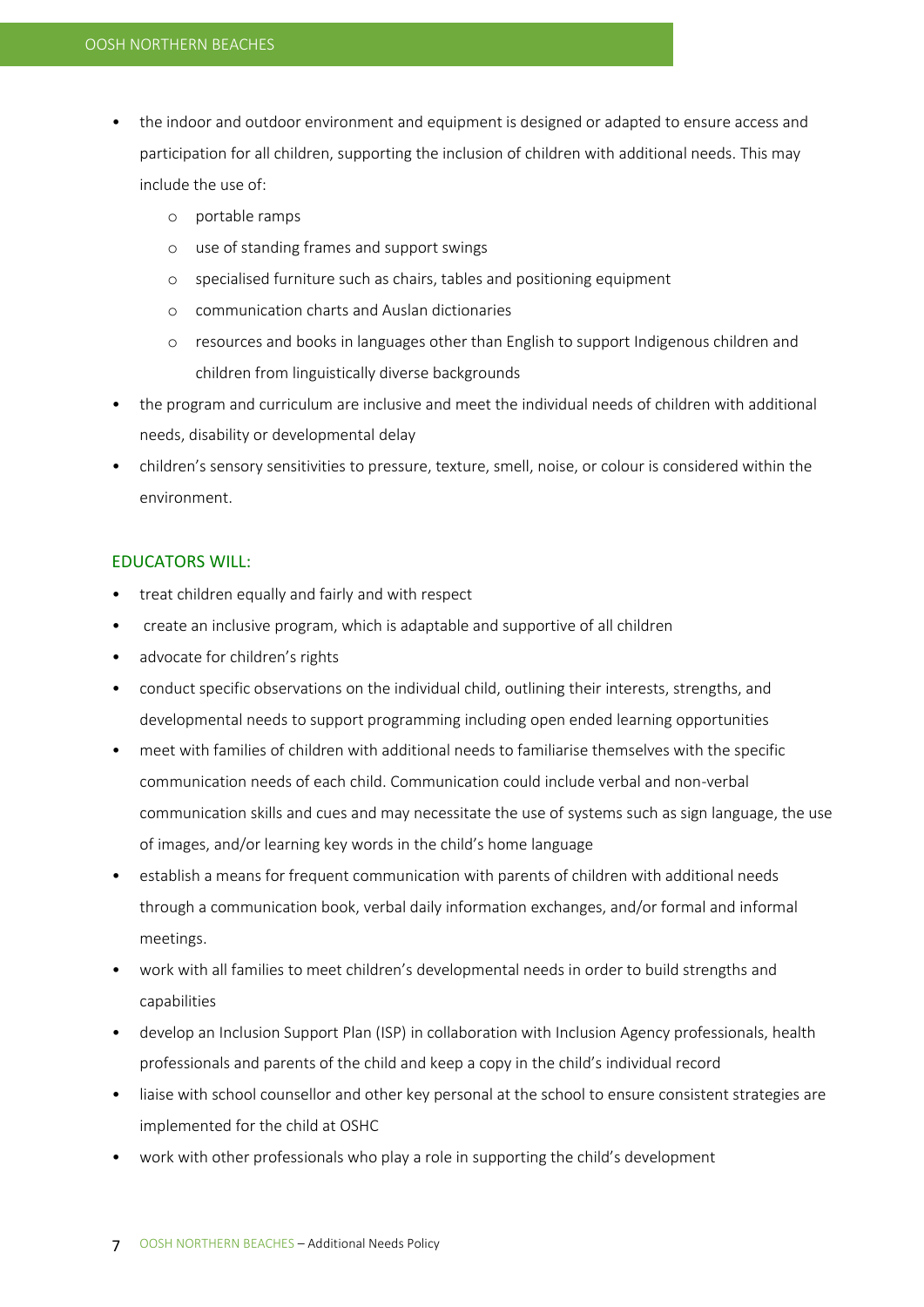- the indoor and outdoor environment and equipment is designed or adapted to ensure access and participation for all children, supporting the inclusion of children with additional needs. This may include the use of:
    - portable ramps
    - use of standing frames and support swings
    - specialised furniture such as chairs, tables and positioning equipment
    - communication charts and Auslan dictionaries
    - resources and books in languages other than English to support Indigenous children and children from linguistically diverse backgrounds
- the program and curriculum are inclusive and meet the individual needs of children with additional needs, disability or developmental delay
- children's sensory sensitivities to pressure, texture, smell, noise, or colour is considered within the environment.

## EDUCATORS WILL:

- treat children equally and fairly and with respect
- create an inclusive program, which is adaptable and supportive of all children
- advocate for children's rights
- conduct specific observations on the individual child, outlining their interests, strengths, and developmental needs to support programming including open ended learning opportunities
- meet with families of children with additional needs to familiarise themselves with the specific communication needs of each child. Communication could include verbal and non-verbal communication skills and cues and may necessitate the use of systems such as sign language, the use of images, and/or learning key words in the child's home language
- establish a means for frequent communication with parents of children with additional needs through a communication book, verbal daily information exchanges, and/or formal and informal meetings.
- work with all families to meet children's developmental needs in order to build strengths and capabilities
- develop an Inclusion Support Plan (ISP) in collaboration with Inclusion Agency professionals, health professionals and parents of the child and keep a copy in the child's individual record
- liaise with school counsellor and other key personal at the school to ensure consistent strategies are implemented for the child at OSHC
- work with other professionals who play a role in supporting the child's development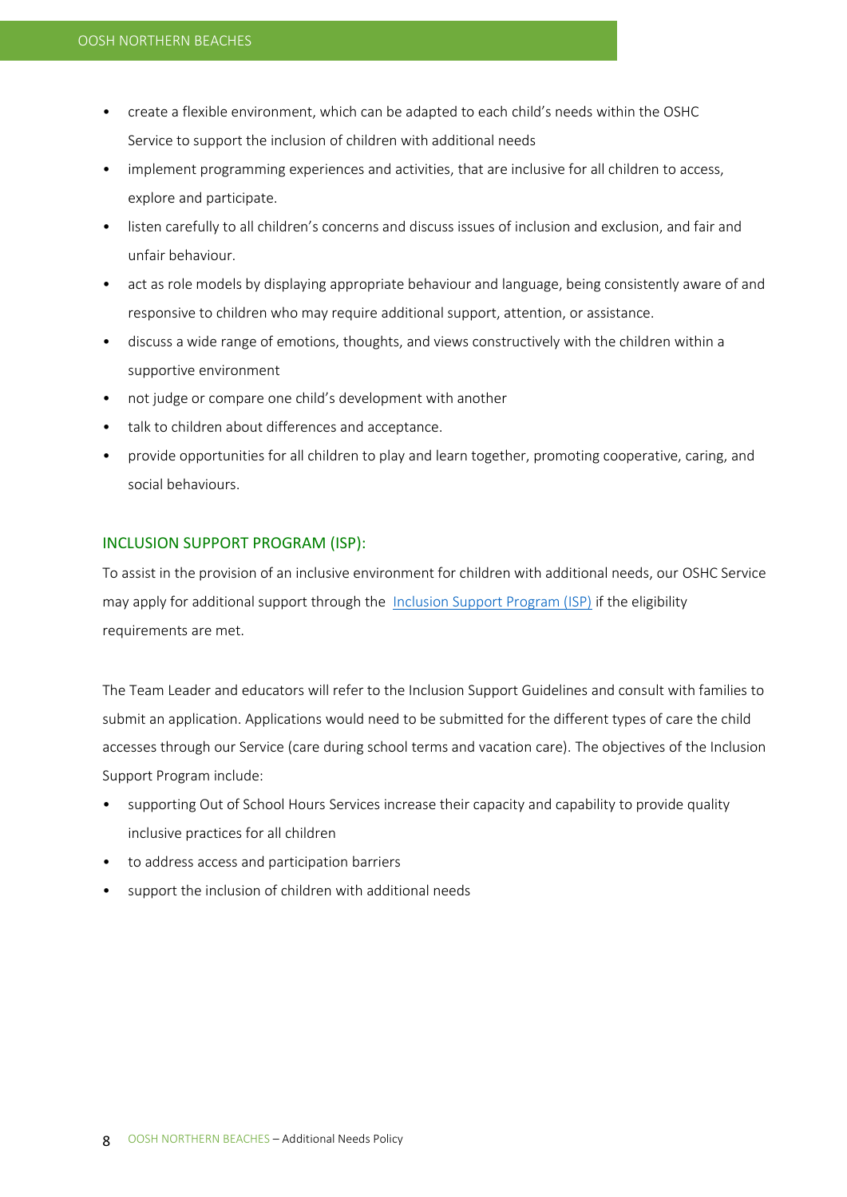- create a flexible environment, which can be adapted to each child's needs within the OSHC Service to support the inclusion of children with additional needs
- implement programming experiences and activities, that are inclusive for all children to access, explore and participate.
- listen carefully to all children's concerns and discuss issues of inclusion and exclusion, and fair and unfair behaviour.
- act as role models by displaying appropriate behaviour and language, being consistently aware of and responsive to children who may require additional support, attention, or assistance.
- discuss a wide range of emotions, thoughts, and views constructively with the children within a supportive environment
- not judge or compare one child's development with another
- talk to children about differences and acceptance.
- provide opportunities for all children to play and learn together, promoting cooperative, caring, and social behaviours.

## INCLUSION SUPPORT PROGRAM (ISP):

To assist in the provision of an inclusive environment for children with additional needs, our OSHC Service may apply for additional support through the [Inclusion Support Program (ISP)] if the eligibility requirements are met.

The Team Leader and educators will refer to the Inclusion Support Guidelines and consult with families to submit an application. Applications would need to be submitted for the different types of care the child accesses through our Service (care during school terms and vacation care). The objectives of the Inclusion Support Program include:

- supporting Out of School Hours Services increase their capacity and capability to provide quality inclusive practices for all children
- to address access and participation barriers
- support the inclusion of children with additional needs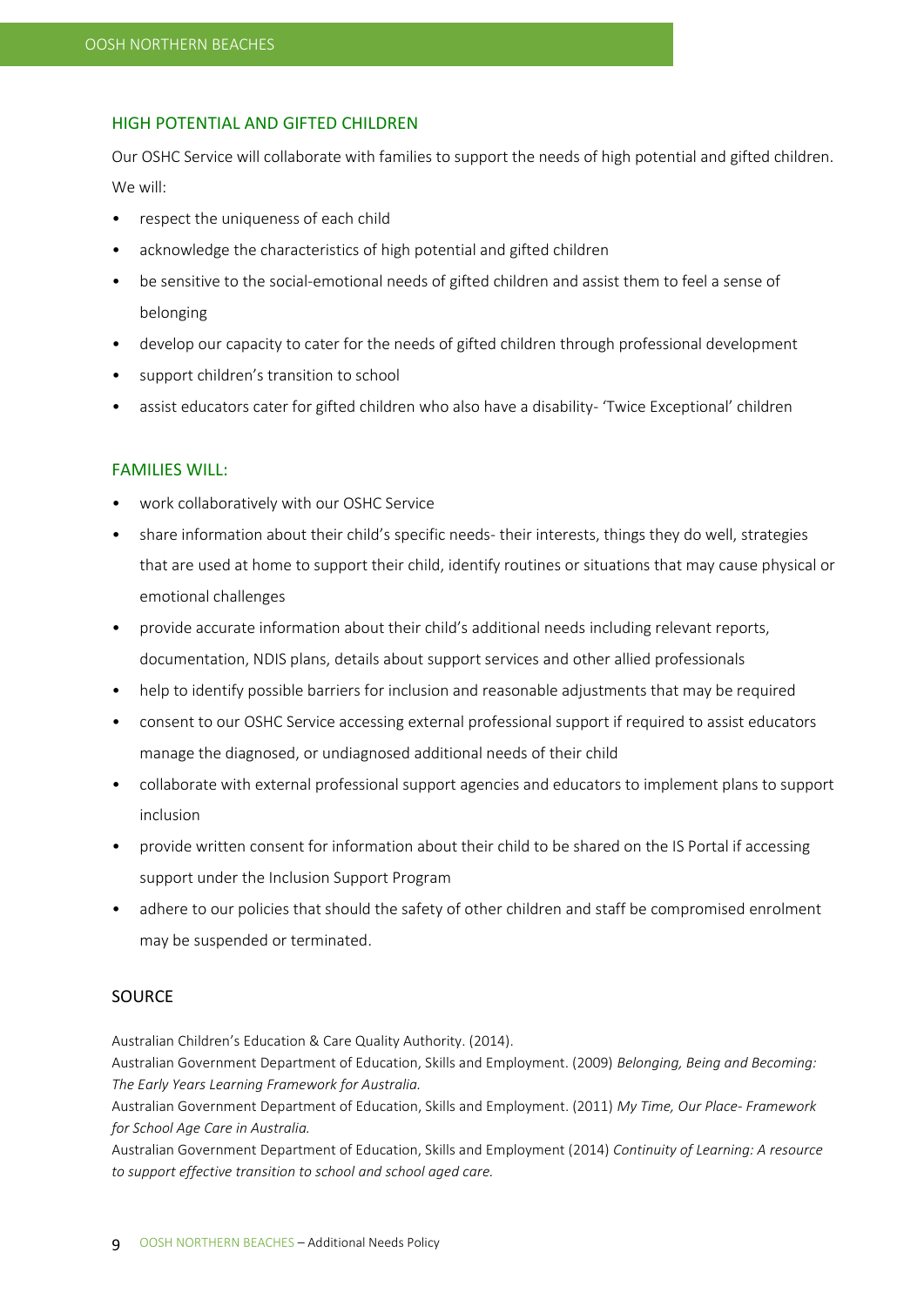## HIGH POTENTIAL AND GIFTED CHILDREN

Our OSHC Service will collaborate with families to support the needs of high potential and gifted children. We will:

- respect the uniqueness of each child
- acknowledge the characteristics of high potential and gifted children
- be sensitive to the social-emotional needs of gifted children and assist them to feel a sense of belonging
- develop our capacity to cater for the needs of gifted children through professional development
- support children's transition to school
- assist educators cater for gifted children who also have a disability- 'Twice Exceptional' children

## FAMILIES WILL:

- work collaboratively with our OSHC Service
- share information about their child's specific needs- their interests, things they do well, strategies that are used at home to support their child, identify routines or situations that may cause physical or emotional challenges
- provide accurate information about their child's additional needs including relevant reports, documentation, NDIS plans, details about support services and other allied professionals
- help to identify possible barriers for inclusion and reasonable adjustments that may be required
- consent to our OSHC Service accessing external professional support if required to assist educators manage the diagnosed, or undiagnosed additional needs of their child
- collaborate with external professional support agencies and educators to implement plans to support inclusion
- provide written consent for information about their child to be shared on the IS Portal if accessing support under the Inclusion Support Program
- adhere to our policies that should the safety of other children and staff be compromised enrolment may be suspended or terminated.

## SOURCE

Australian Children's Education & Care Quality Authority. (2014).

Australian Government Department of Education, Skills and Employment. (2009) *Belonging, Being and Becoming: The Early Years Learning Framework for Australia.*

Australian Government Department of Education, Skills and Employment. (2011) *My Time, Our Place- Framework for School Age Care in Australia.*

Australian Government Department of Education, Skills and Employment (2014) *Continuity of Learning: A resource to support effective transition to school and school aged care.*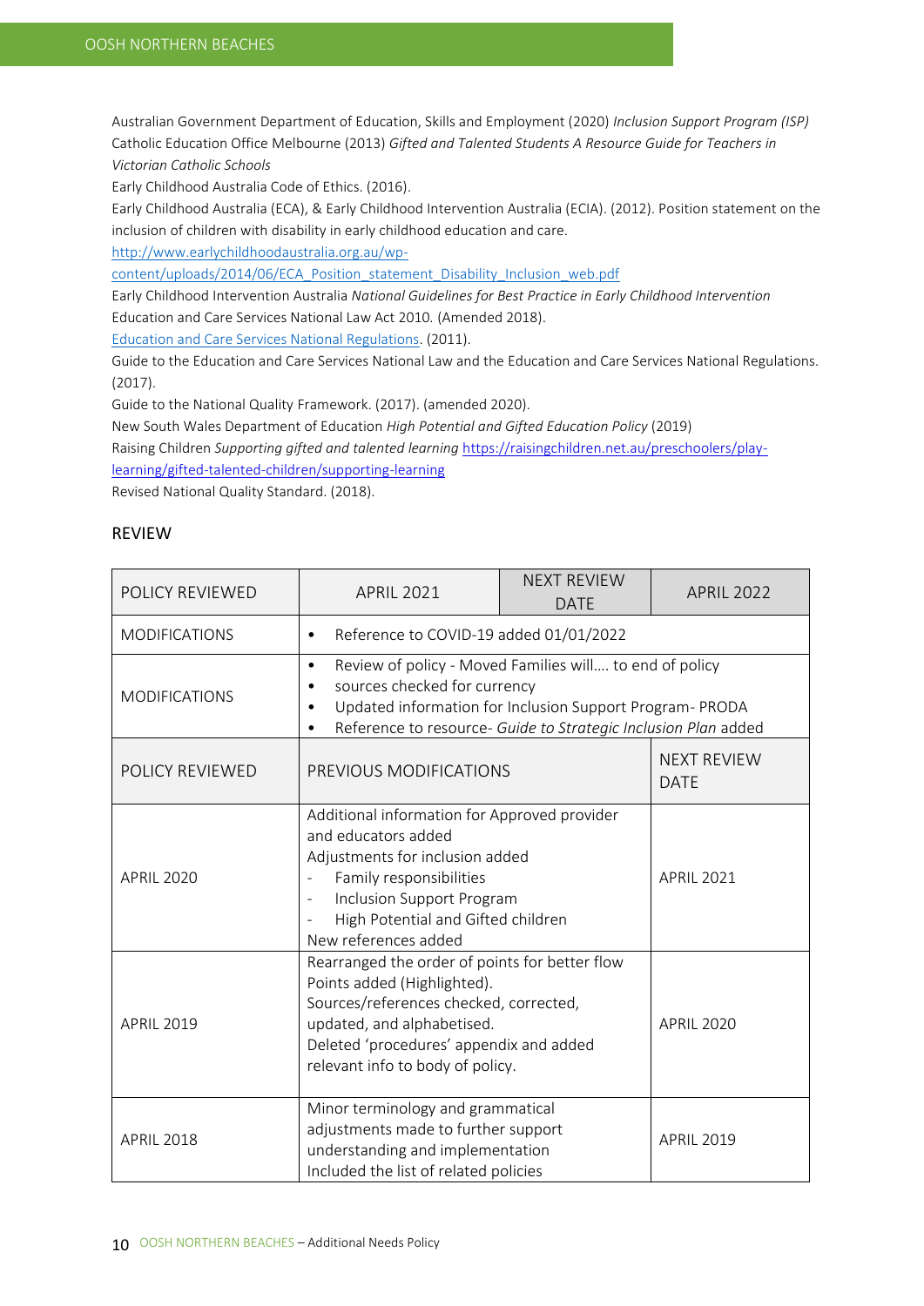Australian Government Department of Education, Skills and Employment (2020) *Inclusion Support Program (ISP)*

Catholic Education Office Melbourne (2013) *Gifted and Talented Students A Resource Guide for Teachers in Victorian Catholic Schools*

Early Childhood Australia Code of Ethics. (2016).

Early Childhood Australia (ECA), & Early Childhood Intervention Australia (ECIA). (2012). Position statement on the inclusion of children with disability in early childhood education and care.

[http://www.earlychildhoodaustralia.org.au/wp-content/uploads/2014/06/ECA_Position_statement_Disability_Inclusion_web.pdf](http://www.earlychildhoodaustralia.org.au/wp-content/uploads/2014/06/ECA_Position_statement_Disability_Inclusion_web.pdf)

Early Childhood Intervention Australia *National Guidelines for Best Practice in Early Childhood Intervention*

Education and Care Services National Law Act 2010*.* (Amended 2018).

Education and Care Services National Regulations. (2011).

Guide to the Education and Care Services National Law and the Education and Care Services National Regulations. (2017).

Guide to the National Quality Framework. (2017). (amended 2020).

New South Wales Department of Education *High Potential and Gifted Education Policy* (2019)

Raising Children *Supporting gifted and talented learning* [https://raisingchildren.net.au/preschoolers/play-learning/gifted-talented-children/supporting-learning](https://raisingchildren.net.au/preschoolers/play-learning/gifted-talented-children/supporting-learning)

Revised National Quality Standard. (2018).

## REVIEW

| POLICY REVIEWED | APRIL 2021 | NEXT REVIEW DATE | APRIL 2022 |
|---|---|---|---|
| MODIFICATIONS | • Reference to COVID-19 added 01/01/2022 | | |
| MODIFICATIONS | • Review of policy - Moved Families will…. to end of policy<br>• sources checked for currency<br>• Updated information for Inclusion Support Program- PRODA<br>• Reference to resource- *Guide to Strategic Inclusion Plan* added | | |

| POLICY REVIEWED | PREVIOUS MODIFICATIONS | NEXT REVIEW DATE |
|---|---|---|
| APRIL 2020 | Additional information for Approved provider and educators added<br>Adjustments for inclusion added<br>- Family responsibilities<br>- Inclusion Support Program<br>- High Potential and Gifted children<br>New references added | APRIL 2021 |
| APRIL 2019 | Rearranged the order of points for better flow<br>Points added (Highlighted).<br>Sources/references checked, corrected, updated, and alphabetised.<br>Deleted 'procedures' appendix and added relevant info to body of policy. | APRIL 2020 |
| APRIL 2018 | Minor terminology and grammatical adjustments made to further support understanding and implementation<br>Included the list of related policies | APRIL 2019 |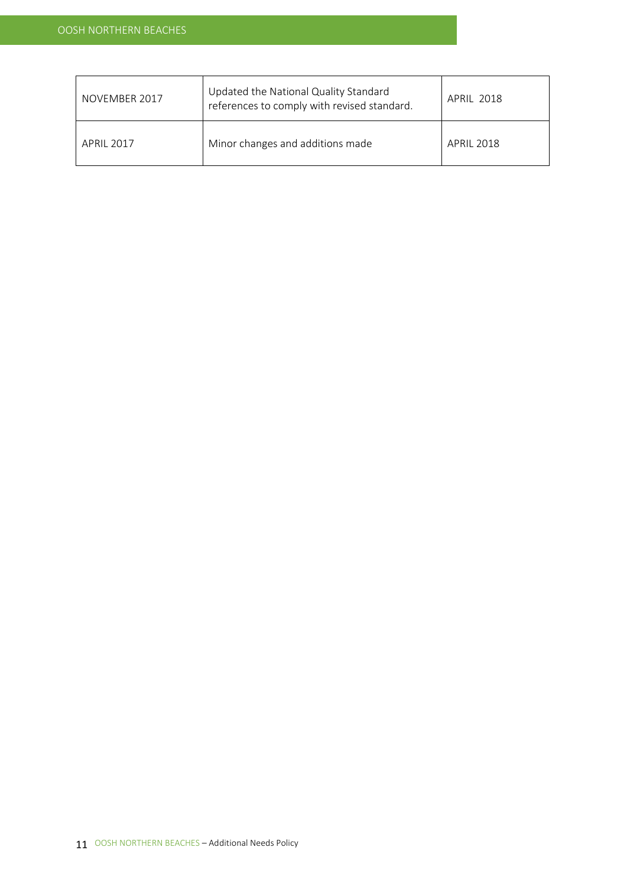| | | |
|---|---|---|
| NOVEMBER 2017 | Updated the National Quality Standard references to comply with revised standard. | APRIL 2018 |
| APRIL 2017 | Minor changes and additions made | APRIL 2018 |